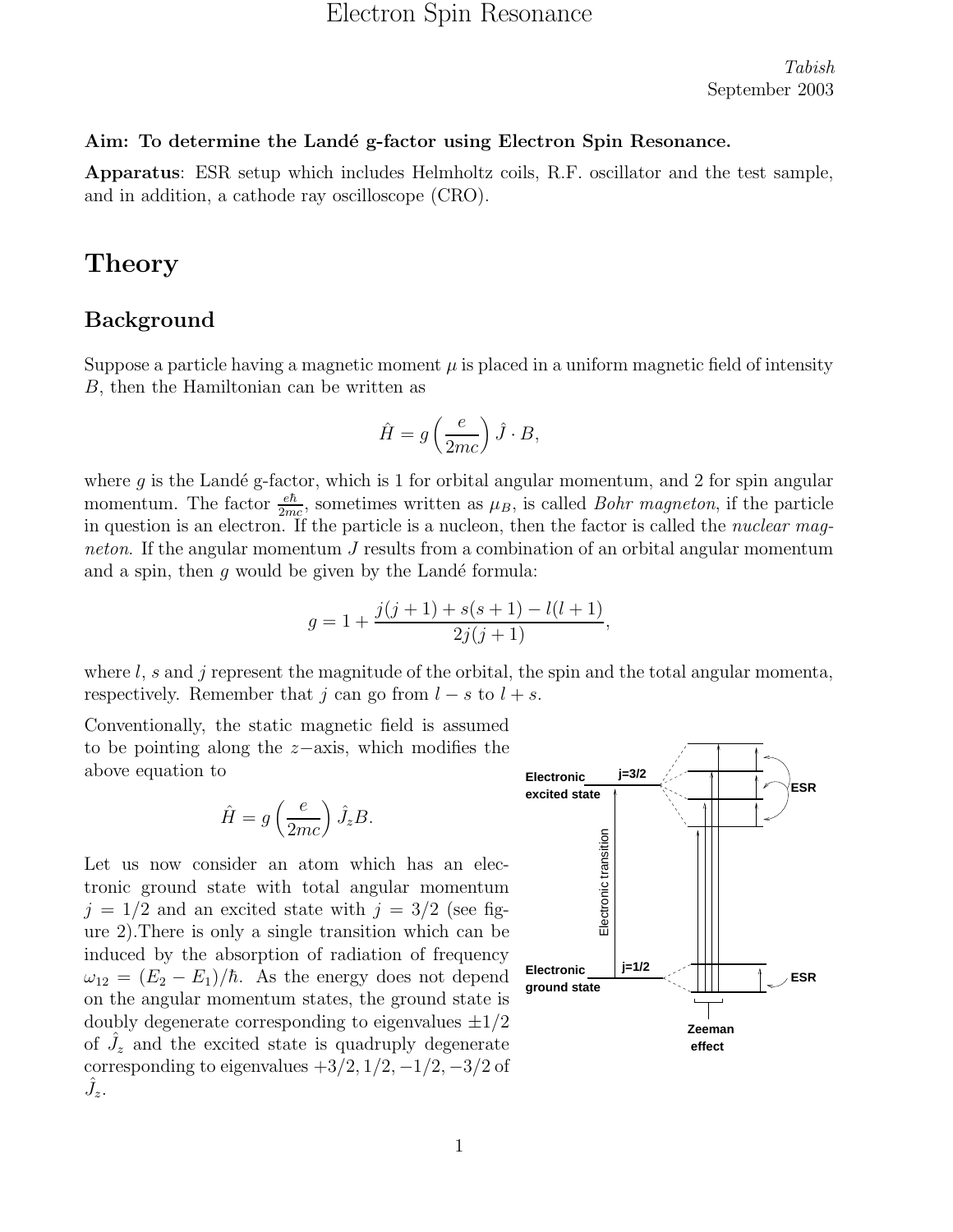# Electron Spin Resonance

*Tabish*
September 2003

**Aim: To determine the Landé g-factor using Electron Spin Resonance.**

**Apparatus**: ESR setup which includes Helmholtz coils, R.F. oscillator and the test sample, and in addition, a cathode ray oscilloscope (CRO).

# Theory

## Background

Suppose a particle having a magnetic moment $\mu$ is placed in a uniform magnetic field of intensity $B$, then the Hamiltonian can be written as

$$\hat{H} = g\left(\frac{e}{2mc}\right)\hat{J}\cdot B,$$

where $g$ is the Landé g-factor, which is 1 for orbital angular momentum, and 2 for spin angular momentum. The factor $\frac{e\hbar}{2mc}$, sometimes written as $\mu_B$, is called *Bohr magneton*, if the particle in question is an electron. If the particle is a nucleon, then the factor is called the *nuclear magneton*. If the angular momentum $J$ results from a combination of an orbital angular momentum and a spin, then $g$ would be given by the Landé formula:

$$g = 1 + \frac{j(j+1) + s(s+1) - l(l+1)}{2j(j+1)},$$

where $l$, $s$ and $j$ represent the magnitude of the orbital, the spin and the total angular momenta, respectively. Remember that $j$ can go from $l - s$ to $l + s$.

Conventionally, the static magnetic field is assumed to be pointing along the $z-$axis, which modifies the above equation to

$$\hat{H} = g\left(\frac{e}{2mc}\right)\hat{J}_z B.$$

Let us now consider an atom which has an electronic ground state with total angular momentum $j = 1/2$ and an excited state with $j = 3/2$ (see figure 2).There is only a single transition which can be induced by the absorption of radiation of frequency $\omega_{12} = (E_2 - E_1)/\hbar$. As the energy does not depend on the angular momentum states, the ground state is doubly degenerate corresponding to eigenvalues $\pm 1/2$ of $\hat{J}_z$ and the excited state is quadruply degenerate corresponding to eigenvalues $+3/2, 1/2, -1/2, -3/2$ of $\hat{J}_z$.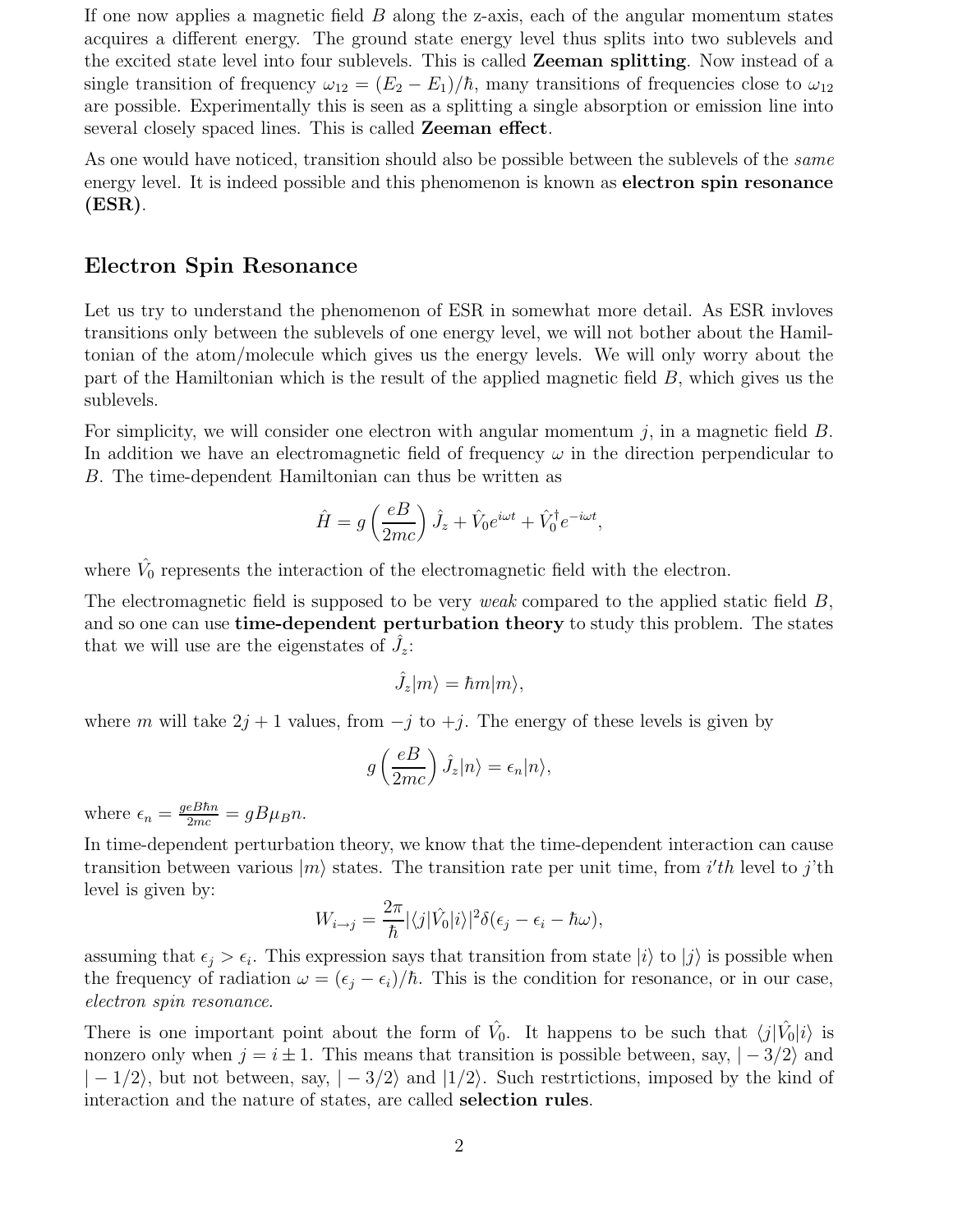If one now applies a magnetic field $B$ along the z-axis, each of the angular momentum states acquires a different energy. The ground state energy level thus splits into two sublevels and the excited state level into four sublevels. This is called **Zeeman splitting**. Now instead of a single transition of frequency $\omega_{12} = (E_2 - E_1)/\hbar$, many transitions of frequencies close to $\omega_{12}$ are possible. Experimentally this is seen as a splitting a single absorption or emission line into several closely spaced lines. This is called **Zeeman effect**.

As one would have noticed, transition should also be possible between the sublevels of the *same* energy level. It is indeed possible and this phenomenon is known as **electron spin resonance (ESR)**.

## Electron Spin Resonance

Let us try to understand the phenomenon of ESR in somewhat more detail. As ESR invloves transitions only between the sublevels of one energy level, we will not bother about the Hamiltonian of the atom/molecule which gives us the energy levels. We will only worry about the part of the Hamiltonian which is the result of the applied magnetic field $B$, which gives us the sublevels.

For simplicity, we will consider one electron with angular momentum $j$, in a magnetic field $B$. In addition we have an electromagnetic field of frequency $\omega$ in the direction perpendicular to $B$. The time-dependent Hamiltonian can thus be written as

$$\hat{H} = g\left(\frac{eB}{2mc}\right)\hat{J}_z + \hat{V}_0 e^{i\omega t} + \hat{V}_0^\dagger e^{-i\omega t},$$

where $\hat{V}_0$ represents the interaction of the electromagnetic field with the electron.

The electromagnetic field is supposed to be very *weak* compared to the applied static field $B$, and so one can use **time-dependent perturbation theory** to study this problem. The states that we will use are the eigenstates of $\hat{J}_z$:

$$\hat{J}_z|m\rangle = \hbar m|m\rangle,$$

where $m$ will take $2j+1$ values, from $-j$ to $+j$. The energy of these levels is given by

$$g\left(\frac{eB}{2mc}\right)\hat{J}_z|n\rangle = \epsilon_n|n\rangle,$$

where $\epsilon_n = \frac{geB\hbar n}{2mc} = gB\mu_B n$.

In time-dependent perturbation theory, we know that the time-dependent interaction can cause transition between various $|m\rangle$ states. The transition rate per unit time, from $i'th$ level to $j$'th level is given by:

$$W_{i\to j} = \frac{2\pi}{\hbar}|\langle j|\hat{V}_0|i\rangle|^2\delta(\epsilon_j - \epsilon_i - \hbar\omega),$$

assuming that $\epsilon_j > \epsilon_i$. This expression says that transition from state $|i\rangle$ to $|j\rangle$ is possible when the frequency of radiation $\omega = (\epsilon_j - \epsilon_i)/\hbar$. This is the condition for resonance, or in our case, *electron spin resonance*.

There is one important point about the form of $\hat{V}_0$. It happens to be such that $\langle j|\hat{V}_0|i\rangle$ is nonzero only when $j = i \pm 1$. This means that transition is possible between, say, $|-3/2\rangle$ and $|-1/2\rangle$, but not between, say, $|-3/2\rangle$ and $|1/2\rangle$. Such restrtictions, imposed by the kind of interaction and the nature of states, are called **selection rules**.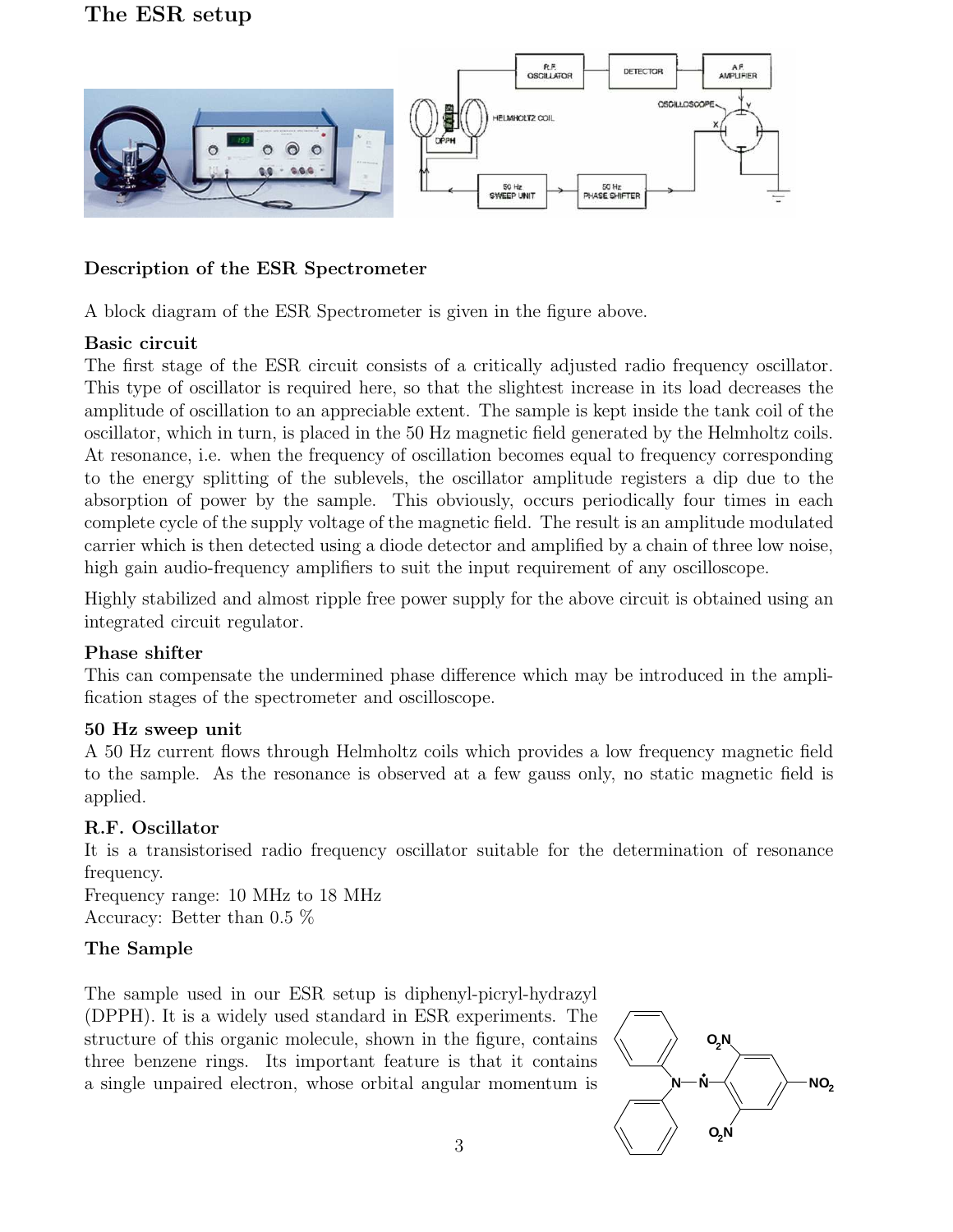# The ESR setup

### Description of the ESR Spectrometer

A block diagram of the ESR Spectrometer is given in the figure above.

**Basic circuit**
The first stage of the ESR circuit consists of a critically adjusted radio frequency oscillator. This type of oscillator is required here, so that the slightest increase in its load decreases the amplitude of oscillation to an appreciable extent. The sample is kept inside the tank coil of the oscillator, which in turn, is placed in the 50 Hz magnetic field generated by the Helmholtz coils. At resonance, i.e. when the frequency of oscillation becomes equal to frequency corresponding to the energy splitting of the sublevels, the oscillator amplitude registers a dip due to the absorption of power by the sample. This obviously, occurs periodically four times in each complete cycle of the supply voltage of the magnetic field. The result is an amplitude modulated carrier which is then detected using a diode detector and amplified by a chain of three low noise, high gain audio-frequency amplifiers to suit the input requirement of any oscilloscope.

Highly stabilized and almost ripple free power supply for the above circuit is obtained using an integrated circuit regulator.

**Phase shifter**
This can compensate the undermined phase difference which may be introduced in the amplification stages of the spectrometer and oscilloscope.

**50 Hz sweep unit**
A 50 Hz current flows through Helmholtz coils which provides a low frequency magnetic field to the sample. As the resonance is observed at a few gauss only, no static magnetic field is applied.

**R.F. Oscillator**
It is a transistorised radio frequency oscillator suitable for the determination of resonance frequency.
Frequency range: 10 MHz to 18 MHz
Accuracy: Better than 0.5 %

**The Sample**

The sample used in our ESR setup is diphenyl-picryl-hydrazyl (DPPH). It is a widely used standard in ESR experiments. The structure of this organic molecule, shown in the figure, contains three benzene rings. Its important feature is that it contains a single unpaired electron, whose orbital angular momentum is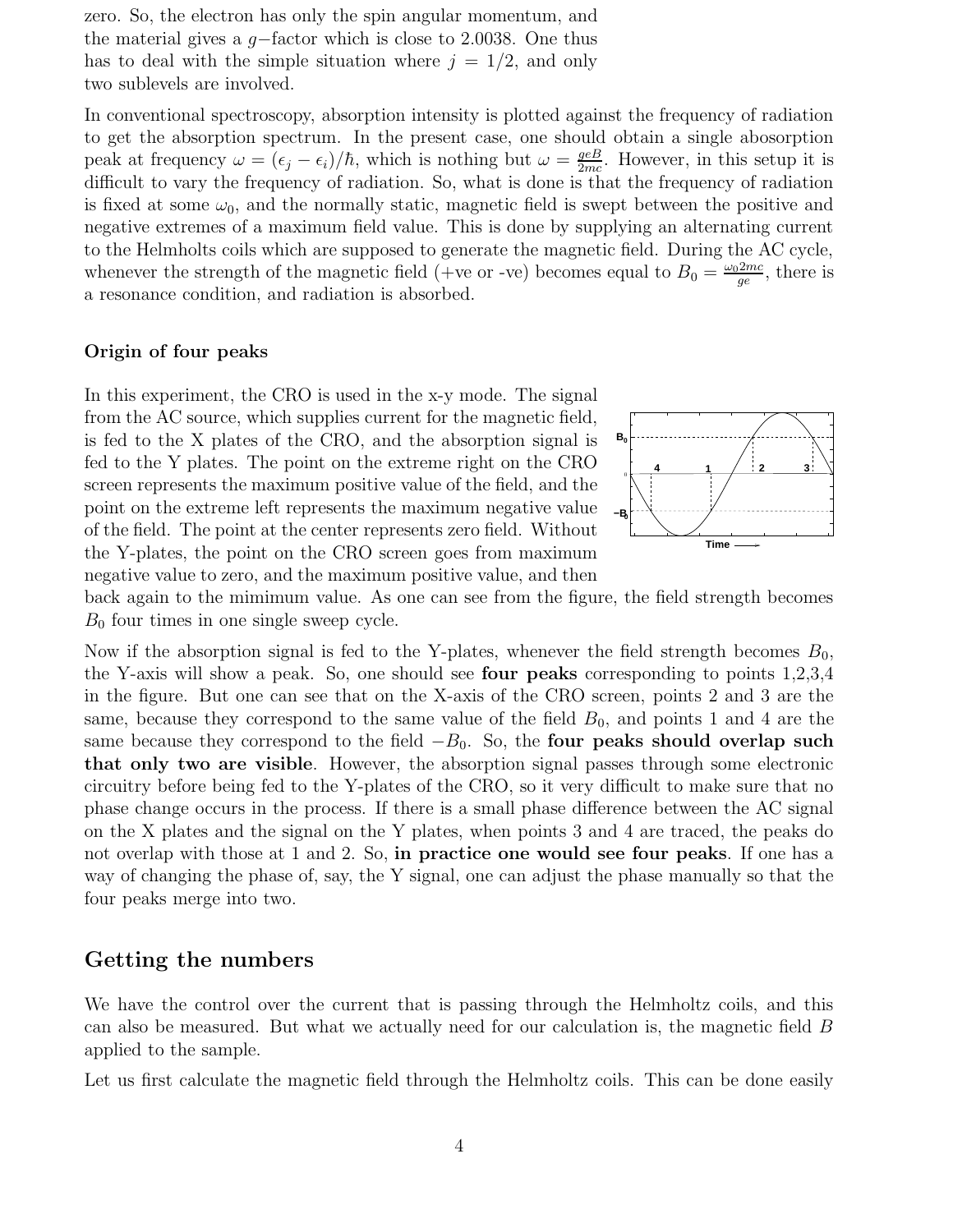zero. So, the electron has only the spin angular momentum, and the material gives a $g-$factor which is close to 2.0038. One thus has to deal with the simple situation where $j = 1/2$, and only two sublevels are involved.

In conventional spectroscopy, absorption intensity is plotted against the frequency of radiation to get the absorption spectrum. In the present case, one should obtain a single abosorption peak at frequency $\omega = (\epsilon_j - \epsilon_i)/\hbar$, which is nothing but $\omega = \frac{geB}{2mc}$. However, in this setup it is difficult to vary the frequency of radiation. So, what is done is that the frequency of radiation is fixed at some $\omega_0$, and the normally static, magnetic field is swept between the positive and negative extremes of a maximum field value. This is done by supplying an alternating current to the Helmholts coils which are supposed to generate the magnetic field. During the AC cycle, whenever the strength of the magnetic field (+ve or -ve) becomes equal to $B_0 = \frac{\omega_0 2mc}{ge}$, there is a resonance condition, and radiation is absorbed.

### Origin of four peaks

In this experiment, the CRO is used in the x-y mode. The signal from the AC source, which supplies current for the magnetic field, is fed to the X plates of the CRO, and the absorption signal is fed to the Y plates. The point on the extreme right on the CRO screen represents the maximum positive value of the field, and the point on the extreme left represents the maximum negative value of the field. The point at the center represents zero field. Without the Y-plates, the point on the CRO screen goes from maximum negative value to zero, and the maximum positive value, and then back again to the mimimum value. As one can see from the figure, the field strength becomes $B_0$ four times in one single sweep cycle.

Now if the absorption signal is fed to the Y-plates, whenever the field strength becomes $B_0$, the Y-axis will show a peak. So, one should see **four peaks** corresponding to points 1,2,3,4 in the figure. But one can see that on the X-axis of the CRO screen, points 2 and 3 are the same, because they correspond to the same value of the field $B_0$, and points 1 and 4 are the same because they correspond to the field $-B_0$. So, the **four peaks should overlap such that only two are visible**. However, the absorption signal passes through some electronic circuitry before being fed to the Y-plates of the CRO, so it very difficult to make sure that no phase change occurs in the process. If there is a small phase difference between the AC signal on the X plates and the signal on the Y plates, when points 3 and 4 are traced, the peaks do not overlap with those at 1 and 2. So, **in practice one would see four peaks**. If one has a way of changing the phase of, say, the Y signal, one can adjust the phase manually so that the four peaks merge into two.

## Getting the numbers

We have the control over the current that is passing through the Helmholtz coils, and this can also be measured. But what we actually need for our calculation is, the magnetic field $B$ applied to the sample.

Let us first calculate the magnetic field through the Helmholtz coils. This can be done easily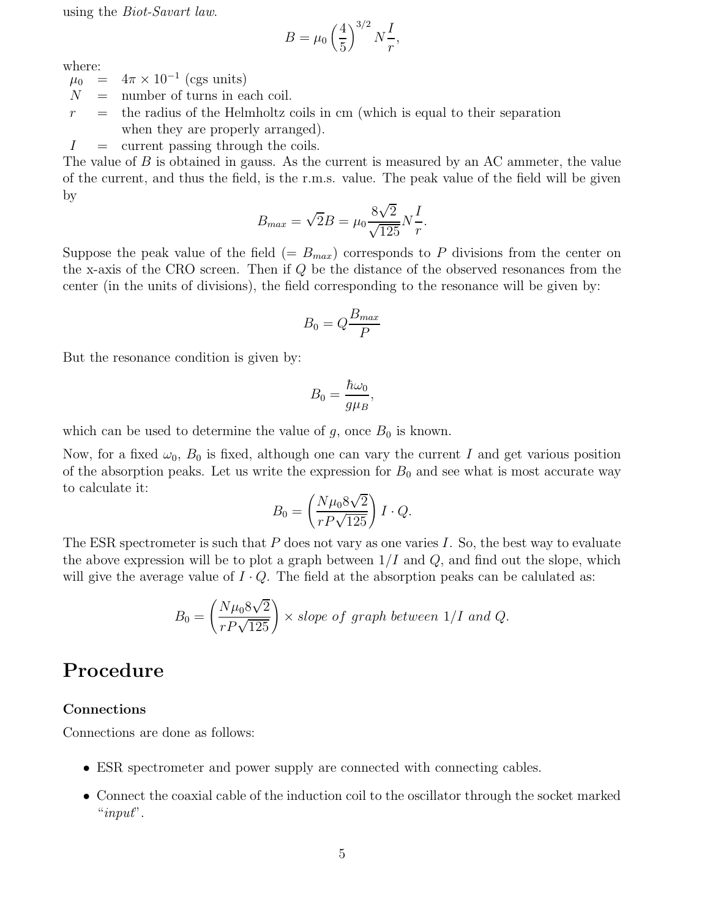using the *Biot-Savart law*.

$$B = \mu_0 \left(\frac{4}{5}\right)^{3/2} N\frac{I}{r},$$

where:

$\mu_0$ = $4\pi \times 10^{-1}$ (cgs units)
$N$ = number of turns in each coil.
$r$ = the radius of the Helmholtz coils in cm (which is equal to their separation when they are properly arranged).
$I$ = current passing through the coils.

The value of $B$ is obtained in gauss. As the current is measured by an AC ammeter, the value of the current, and thus the field, is the r.m.s. value. The peak value of the field will be given by

$$B_{max} = \sqrt{2}B = \mu_0 \frac{8\sqrt{2}}{\sqrt{125}} N\frac{I}{r}.$$

Suppose the peak value of the field ($= B_{max}$) corresponds to $P$ divisions from the center on the x-axis of the CRO screen. Then if $Q$ be the distance of the observed resonances from the center (in the units of divisions), the field corresponding to the resonance will be given by:

$$B_0 = Q\frac{B_{max}}{P}$$

But the resonance condition is given by:

$$B_0 = \frac{\hbar\omega_0}{g\mu_B},$$

which can be used to determine the value of $g$, once $B_0$ is known.

Now, for a fixed $\omega_0$, $B_0$ is fixed, although one can vary the current $I$ and get various position of the absorption peaks. Let us write the expression for $B_0$ and see what is most accurate way to calculate it:

$$B_0 = \left(\frac{N\mu_0 8\sqrt{2}}{rP\sqrt{125}}\right) I \cdot Q.$$

The ESR spectrometer is such that $P$ does not vary as one varies $I$. So, the best way to evaluate the above expression will be to plot a graph between $1/I$ and $Q$, and find out the slope, which will give the average value of $I \cdot Q$. The field at the absorption peaks can be calulated as:

$$B_0 = \left(\frac{N\mu_0 8\sqrt{2}}{rP\sqrt{125}}\right) \times \textit{slope of graph between } 1/I \textit{ and } Q.$$

# Procedure

### Connections

Connections are done as follows:

- ESR spectrometer and power supply are connected with connecting cables.
- Connect the coaxial cable of the induction coil to the oscillator through the socket marked "*input*".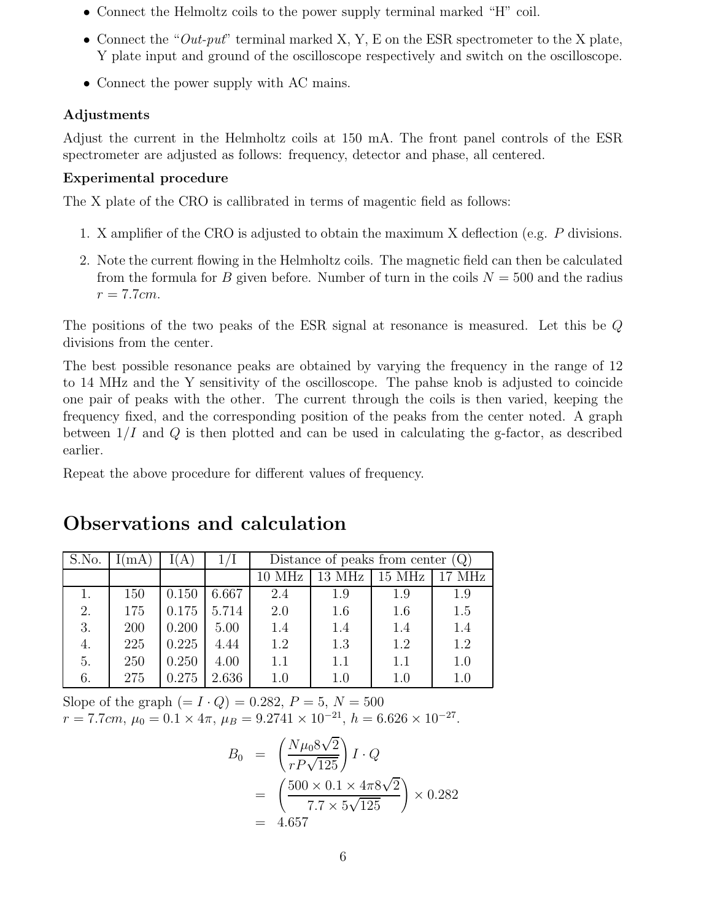- Connect the Helmoltz coils to the power supply terminal marked "H" coil.
- Connect the "*Out-put*" terminal marked X, Y, E on the ESR spectrometer to the X plate, Y plate input and ground of the oscilloscope respectively and switch on the oscilloscope.
- Connect the power supply with AC mains.

**Adjustments**

Adjust the current in the Helmholtz coils at 150 mA. The front panel controls of the ESR spectrometer are adjusted as follows: frequency, detector and phase, all centered.

**Experimental procedure**

The X plate of the CRO is callibrated in terms of magentic field as follows:

1. X amplifier of the CRO is adjusted to obtain the maximum X deflection (e.g. $P$ divisions.
2. Note the current flowing in the Helmholtz coils. The magnetic field can then be calculated from the formula for $B$ given before. Number of turn in the coils $N = 500$ and the radius $r = 7.7cm$.

The positions of the two peaks of the ESR signal at resonance is measured. Let this be $Q$ divisions from the center.

The best possible resonance peaks are obtained by varying the frequency in the range of 12 to 14 MHz and the Y sensitivity of the oscilloscope. The pahse knob is adjusted to coincide one pair of peaks with the other. The current through the coils is then varied, keeping the frequency fixed, and the corresponding position of the peaks from the center noted. A graph between $1/I$ and $Q$ is then plotted and can be used in calculating the g-factor, as described earlier.

Repeat the above procedure for different values of frequency.

## Observations and calculation

| S.No. | I(mA) | I(A) | 1/I | Distance of peaks from center (Q) | | | |
|---|---|---|---|---|---|---|---|
| | | | | 10 MHz | 13 MHz | 15 MHz | 17 MHz |
| 1. | 150 | 0.150 | 6.667 | 2.4 | 1.9 | 1.9 | 1.9 |
| 2. | 175 | 0.175 | 5.714 | 2.0 | 1.6 | 1.6 | 1.5 |
| 3. | 200 | 0.200 | 5.00 | 1.4 | 1.4 | 1.4 | 1.4 |
| 4. | 225 | 0.225 | 4.44 | 1.2 | 1.3 | 1.2 | 1.2 |
| 5. | 250 | 0.250 | 4.00 | 1.1 | 1.1 | 1.1 | 1.0 |
| 6. | 275 | 0.275 | 2.636 | 1.0 | 1.0 | 1.0 | 1.0 |

Slope of the graph ($= I \cdot Q$) $= 0.282$, $P = 5$, $N = 500$
$r = 7.7cm$, $\mu_0 = 0.1 \times 4\pi$, $\mu_B = 9.2741 \times 10^{-21}$, $h = 6.626 \times 10^{-27}$.

$$
\begin{aligned}
B_0 &= \left(\frac{N\mu_0 8\sqrt{2}}{rP\sqrt{125}}\right) I \cdot Q \\
&= \left(\frac{500 \times 0.1 \times 4\pi 8\sqrt{2}}{7.7 \times 5\sqrt{125}}\right) \times 0.282 \\
&= 4.657
\end{aligned}
$$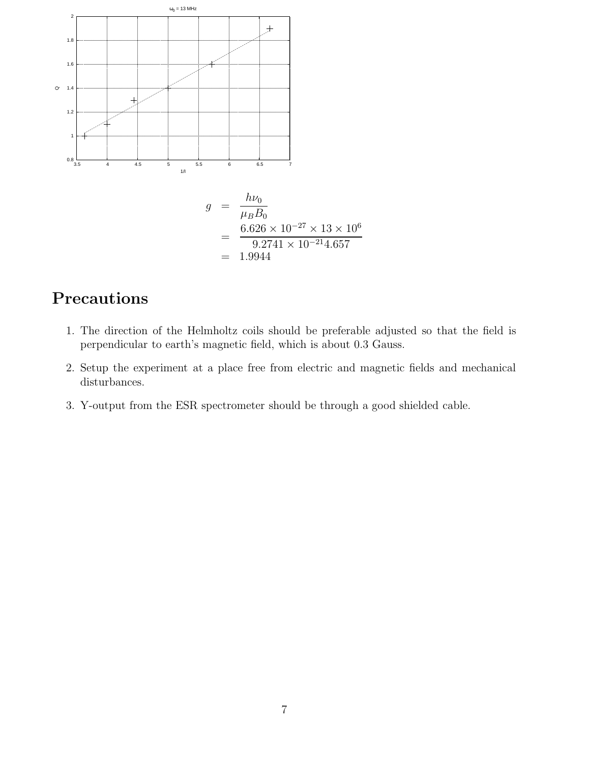$\omega_0$ = 13 MHz

Q

2
1.8
1.6
1.4
1.2
1
0.8

3.5 4 4.5 5 5.5 6 6.5 7

1/I

$$
\begin{aligned}
g &= \frac{h\nu_0}{\mu_B B_0} \\
&= \frac{6.626 \times 10^{-27} \times 13 \times 10^6}{9.2741 \times 10^{-21} 4.657} \\
&= 1.9944
\end{aligned}
$$

# Precautions

1. The direction of the Helmholtz coils should be preferable adjusted so that the field is perpendicular to earth's magnetic field, which is about 0.3 Gauss.
2. Setup the experiment at a place free from electric and magnetic fields and mechanical disturbances.
3. Y-output from the ESR spectrometer should be through a good shielded cable.